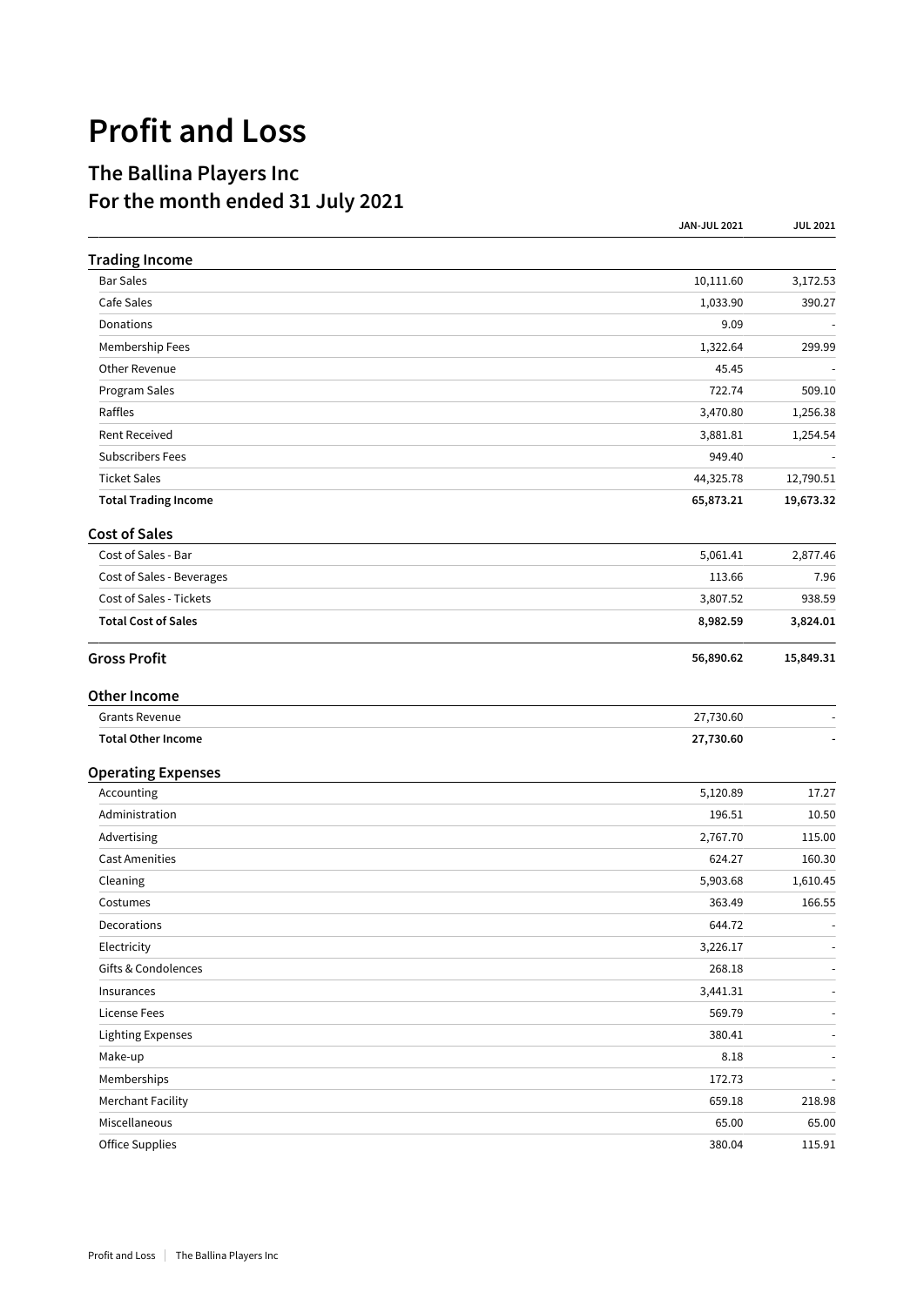# Profit and Loss

## The Ballina Players Inc
## For the month ended 31 July 2021

| | JAN-JUL 2021 | JUL 2021 |
|---|---|---|
| **Trading Income** | | |
| Bar Sales | 10,111.60 | 3,172.53 |
| Cafe Sales | 1,033.90 | 390.27 |
| Donations | 9.09 | - |
| Membership Fees | 1,322.64 | 299.99 |
| Other Revenue | 45.45 | - |
| Program Sales | 722.74 | 509.10 |
| Raffles | 3,470.80 | 1,256.38 |
| Rent Received | 3,881.81 | 1,254.54 |
| Subscribers Fees | 949.40 | - |
| Ticket Sales | 44,325.78 | 12,790.51 |
| **Total Trading Income** | **65,873.21** | **19,673.32** |
| **Cost of Sales** | | |
| Cost of Sales - Bar | 5,061.41 | 2,877.46 |
| Cost of Sales - Beverages | 113.66 | 7.96 |
| Cost of Sales - Tickets | 3,807.52 | 938.59 |
| **Total Cost of Sales** | **8,982.59** | **3,824.01** |
| **Gross Profit** | **56,890.62** | **15,849.31** |
| **Other Income** | | |
| Grants Revenue | 27,730.60 | - |
| **Total Other Income** | **27,730.60** | **-** |
| **Operating Expenses** | | |
| Accounting | 5,120.89 | 17.27 |
| Administration | 196.51 | 10.50 |
| Advertising | 2,767.70 | 115.00 |
| Cast Amenities | 624.27 | 160.30 |
| Cleaning | 5,903.68 | 1,610.45 |
| Costumes | 363.49 | 166.55 |
| Decorations | 644.72 | - |
| Electricity | 3,226.17 | - |
| Gifts & Condolences | 268.18 | - |
| Insurances | 3,441.31 | - |
| License Fees | 569.79 | - |
| Lighting Expenses | 380.41 | - |
| Make-up | 8.18 | - |
| Memberships | 172.73 | - |
| Merchant Facility | 659.18 | 218.98 |
| Miscellaneous | 65.00 | 65.00 |
| Office Supplies | 380.04 | 115.91 |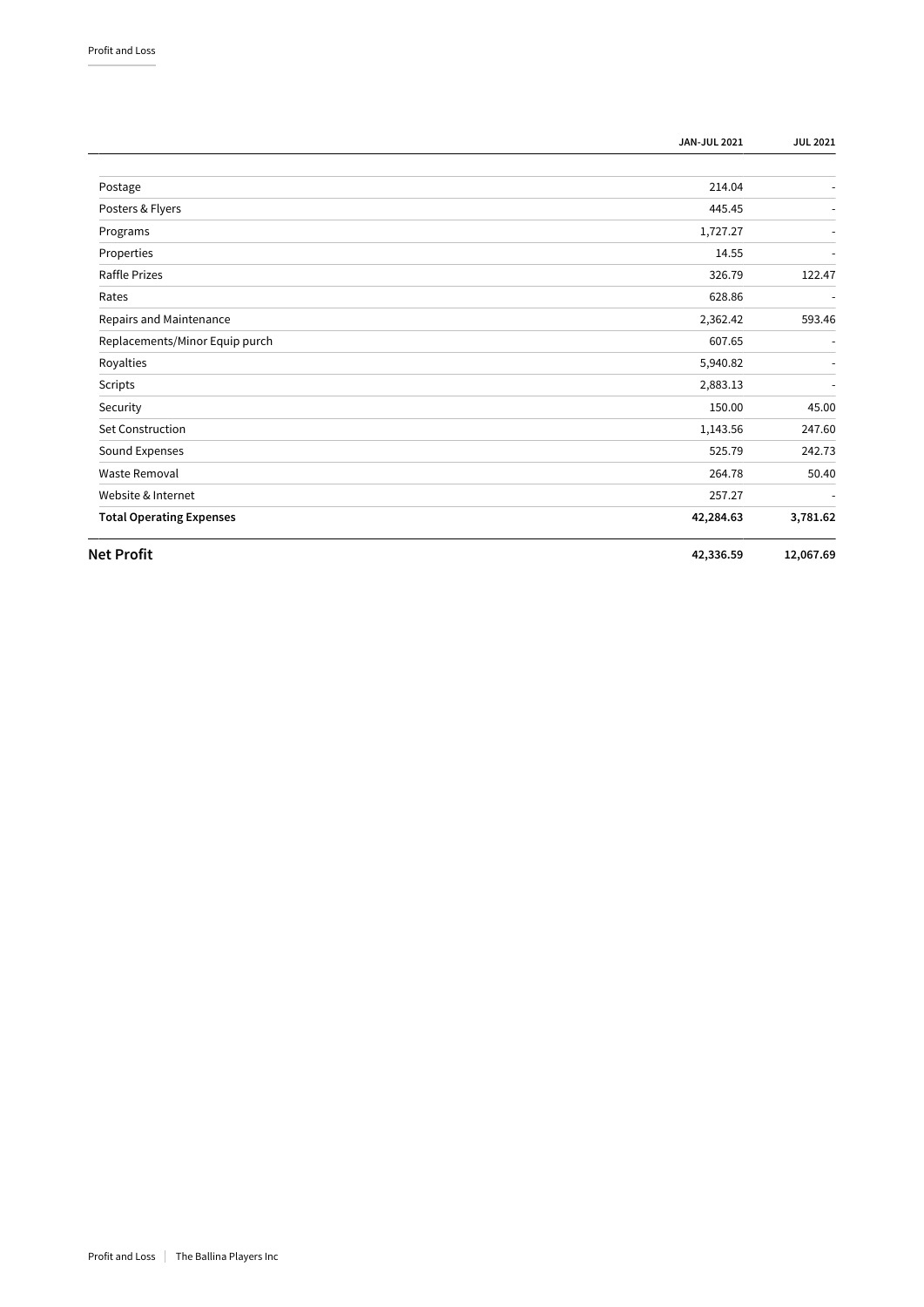| | JAN-JUL 2021 | JUL 2021 |
|---|---|---|
| Postage | 214.04 | - |
| Posters & Flyers | 445.45 | - |
| Programs | 1,727.27 | - |
| Properties | 14.55 | - |
| Raffle Prizes | 326.79 | 122.47 |
| Rates | 628.86 | - |
| Repairs and Maintenance | 2,362.42 | 593.46 |
| Replacements/Minor Equip purch | 607.65 | - |
| Royalties | 5,940.82 | - |
| Scripts | 2,883.13 | - |
| Security | 150.00 | 45.00 |
| Set Construction | 1,143.56 | 247.60 |
| Sound Expenses | 525.79 | 242.73 |
| Waste Removal | 264.78 | 50.40 |
| Website & Internet | 257.27 | - |
| **Total Operating Expenses** | **42,284.63** | **3,781.62** |
| **Net Profit** | **42,336.59** | **12,067.69** |